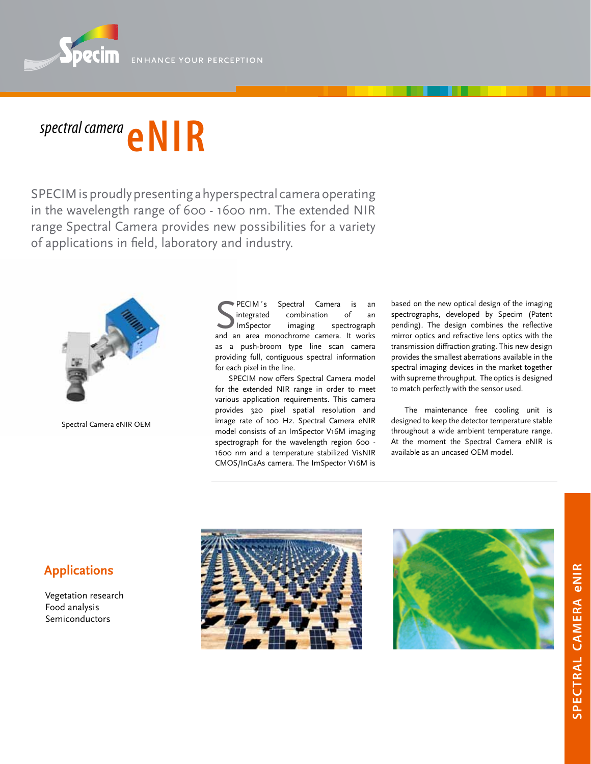ENHANCE YOUR PERCEPTION

# *spectral camera* eNIR

SPECIM is proudly presenting a hyperspectral camera operating in the wavelength range of 600 - 1600 nm. The extended NIR range Spectral Camera provides new possibilities for a variety of applications in field, laboratory and industry.

Spectral Camera eNIR OEM

SPECIM´s Spectral Camera is an integrated combination of an ImSpector imaging spectrograph and an area monochrome camera. It works as a push-broom type line scan camera providing full, contiguous spectral information for each pixel in the line.

SPECIM now offers Spectral Camera model for the extended NIR range in order to meet various application requirements. This camera provides 320 pixel spatial resolution and image rate of 100 Hz. Spectral Camera eNIR model consists of an ImSpector V16M imaging spectrograph for the wavelength region 600 - 1600 nm and a temperature stabilized VisNIR CMOS/InGaAs camera. The ImSpector V16M is based on the new optical design of the imaging spectrographs, developed by Specim (Patent pending). The design combines the reflective mirror optics and refractive lens optics with the transmission diffraction grating. This new design provides the smallest aberrations available in the spectral imaging devices in the market together with supreme throughput. The optics is designed to match perfectly with the sensor used.

The maintenance free cooling unit is designed to keep the detector temperature stable throughout a wide ambient temperature range. At the moment the Spectral Camera eNIR is available as an uncased OEM model.

## Applications

Vegetation research
Food analysis
Semiconductors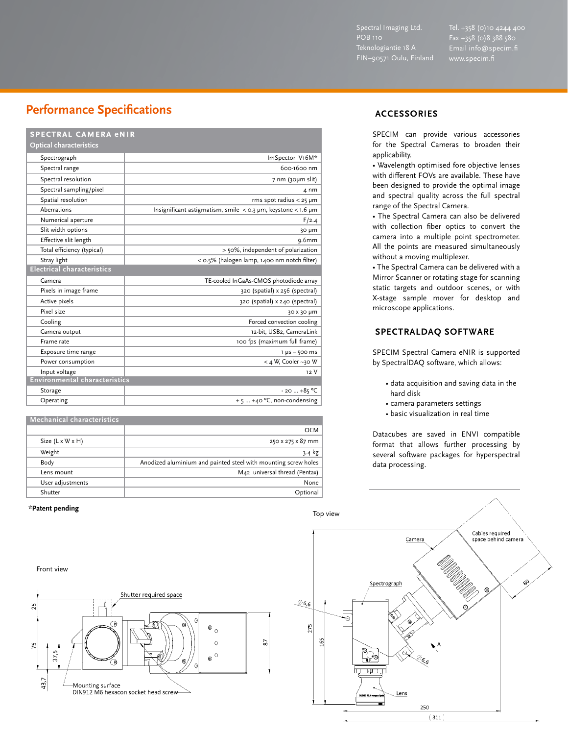Spectral Imaging Ltd.
POB 110
Teknologiantie 18 A
FIN–90571 Oulu, Finland

Tel. +358 (0)10 4244 400
Fax +358 (0)8 388 580
Email info@specim.fi
www.specim.fi

# Performance Specifications

| SPECTRAL CAMERA eNIR | |
|---|---|
| **Optical characteristics** | |
| Spectrograph | ImSpector V16M* |
| Spectral range | 600-1600 nm |
| Spectral resolution | 7 nm (30μm slit) |
| Spectral sampling/pixel | 4 nm |
| Spatial resolution | rms spot radius < 25 μm |
| Aberrations | Insignificant astigmatism, smile < 0.3 μm, keystone < 1.6 μm |
| Numerical aperture | F/2.4 |
| Slit width options | 30 μm |
| Effective slit length | 9.6mm |
| Total efficiency (typical) | > 50%, independent of polarization |
| Stray light | < 0.5% (halogen lamp, 1400 nm notch filter) |
| **Electrical characteristics** | |
| Camera | TE-cooled InGaAs-CMOS photodiode array |
| Pixels in image frame | 320 (spatial) x 256 (spectral) |
| Active pixels | 320 (spatial) x 240 (spectral) |
| Pixel size | 30 x 30 μm |
| Cooling | Forced convection cooling |
| Camera output | 12-bit, USB2, CameraLink |
| Frame rate | 100 fps (maximum full frame) |
| Exposure time range | 1 μs – 500 ms |
| Power consumption | < 4 W, Cooler ~30 W |
| Input voltage | 12 V |
| **Environmental characteristics** | |
| Storage | - 20 ... +85 °C |
| Operating | + 5 ... +40 °C, non-condensing |

| Mechanical characteristics | |
|---|---|
| | OEM |
| Size (L x W x H) | 250 x 275 x 87 mm |
| Weight | 3.4 kg |
| Body | Anodized aluminium and painted steel with mounting screw holes |
| Lens mount | M42 universal thread (Pentax) |
| User adjustments | None |
| Shutter | Optional |

***Patent pending**

## ACCESSORIES

SPECIM can provide various accessories for the Spectral Cameras to broaden their applicability.

- Wavelength optimised fore objective lenses with different FOVs are available. These have been designed to provide the optimal image and spectral quality across the full spectral range of the Spectral Camera.
- The Spectral Camera can also be delivered with collection fiber optics to convert the camera into a multiple point spectrometer. All the points are measured simultaneously without a moving multiplexer.
- The Spectral Camera can be delivered with a Mirror Scanner or rotating stage for scanning static targets and outdoor scenes, or with X-stage sample mover for desktop and microscope applications.

## SPECTRALDAQ SOFTWARE

SPECIM Spectral Camera eNIR is supported by SpectralDAQ software, which allows:

- data acquisition and saving data in the hard disk
- camera parameters settings
- basic visualization in real time

Datacubes are saved in ENVI compatible format that allows further processing by several software packages for hyperspectral data processing.

Front view

Shutter required space

25
75
37,5
43,7
87

Mounting surface
DIN912 M6 hexacon socket head screw

Top view

Camera
Cables required space behind camera
Spectrograph
Lens
Ø6,6
Ø6,6
275
165
80
A
250
311